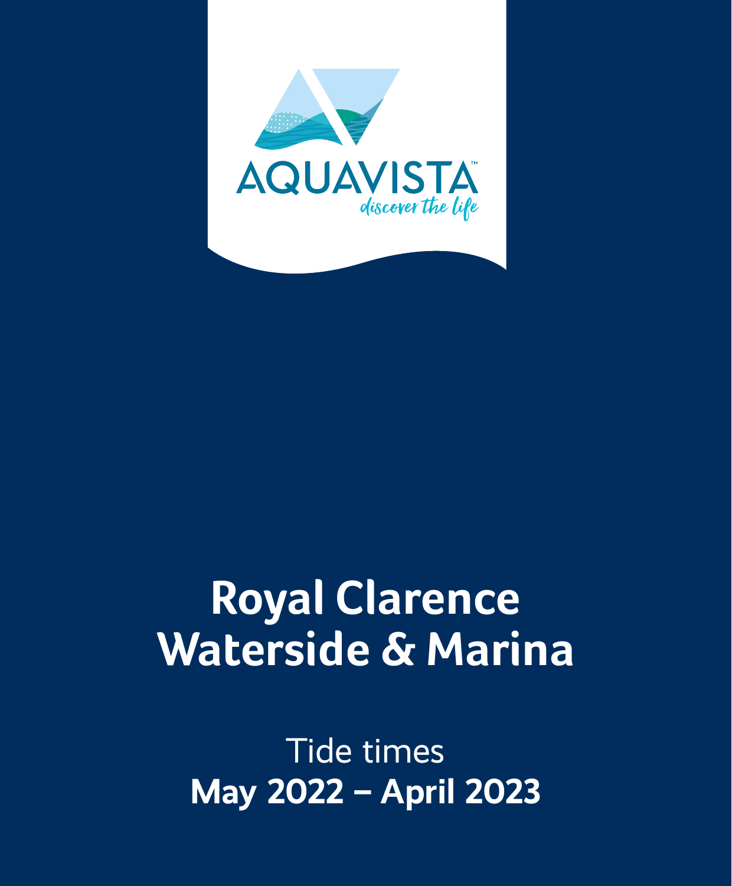AQUAVISTA™

*discover the life*

# Royal Clarence Waterside & Marina

Tide times

**May 2022 – April 2023**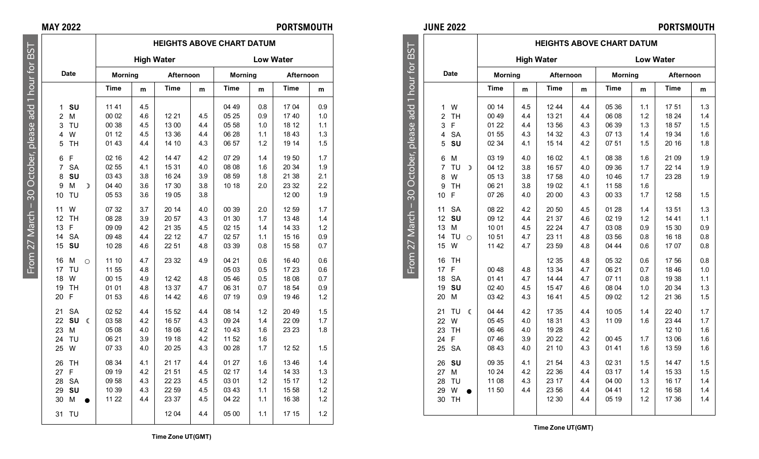## MAY 2022 — PORTSMOUTH

From 27 March – 30 October, please add 1 hour for BST

| Date | | HEIGHTS ABOVE CHART DATUM | | | | | | | |
|---|---|---|---|---|---|---|---|---|---|
| | | High Water | | | | Low Water | | | |
| | | Morning | | Afternoon | | Morning | | Afternoon | |
| | | Time | m | Time | m | Time | m | Time | m |
| 1 | **SU** | 11 41 | 4.5 | | | 04 49 | 0.8 | 17 04 | 0.9 |
| 2 | M | 00 02 | 4.6 | 12 21 | 4.5 | 05 25 | 0.9 | 17 40 | 1.0 |
| 3 | TU | 00 38 | 4.5 | 13 00 | 4.4 | 05 58 | 1.0 | 18 12 | 1.1 |
| 4 | W | 01 12 | 4.5 | 13 36 | 4.4 | 06 28 | 1.1 | 18 43 | 1.3 |
| 5 | TH | 01 43 | 4.4 | 14 10 | 4.3 | 06 57 | 1.2 | 19 14 | 1.5 |
| 6 | F | 02 16 | 4.2 | 14 47 | 4.2 | 07 29 | 1.4 | 19 50 | 1.7 |
| 7 | SA | 02 55 | 4.1 | 15 31 | 4.0 | 08 08 | 1.6 | 20 34 | 1.9 |
| 8 | **SU** | 03 43 | 3.8 | 16 24 | 3.9 | 08 59 | 1.8 | 21 38 | 2.1 |
| 9 | M ☽ | 04 40 | 3.6 | 17 30 | 3.8 | 10 18 | 2.0 | 23 32 | 2.2 |
| 10 | TU | 05 53 | 3.6 | 19 05 | 3.8 | | | 12 00 | 1.9 |
| 11 | W | 07 32 | 3.7 | 20 14 | 4.0 | 00 39 | 2.0 | 12 59 | 1.7 |
| 12 | TH | 08 28 | 3.9 | 20 57 | 4.3 | 01 30 | 1.7 | 13 48 | 1.4 |
| 13 | F | 09 09 | 4.2 | 21 35 | 4.5 | 02 15 | 1.4 | 14 33 | 1.2 |
| 14 | SA | 09 48 | 4.4 | 22 12 | 4.7 | 02 57 | 1.1 | 15 16 | 0.9 |
| 15 | **SU** | 10 28 | 4.6 | 22 51 | 4.8 | 03 39 | 0.8 | 15 58 | 0.7 |
| 16 | M ○ | 11 10 | 4.7 | 23 32 | 4.9 | 04 21 | 0.6 | 16 40 | 0.6 |
| 17 | TU | 11 55 | 4.8 | | | 05 03 | 0.5 | 17 23 | 0.6 |
| 18 | W | 00 15 | 4.9 | 12 42 | 4.8 | 05 46 | 0.5 | 18 08 | 0.7 |
| 19 | TH | 01 01 | 4.8 | 13 37 | 4.7 | 06 31 | 0.7 | 18 54 | 0.9 |
| 20 | F | 01 53 | 4.6 | 14 42 | 4.6 | 07 19 | 0.9 | 19 46 | 1.2 |
| 21 | SA | 02 52 | 4.4 | 15 52 | 4.4 | 08 14 | 1.2 | 20 49 | 1.5 |
| 22 | **SU** ☾ | 03 58 | 4.2 | 16 57 | 4.3 | 09 24 | 1.4 | 22 09 | 1.7 |
| 23 | M | 05 08 | 4.0 | 18 06 | 4.2 | 10 43 | 1.6 | 23 23 | 1.8 |
| 24 | TU | 06 21 | 3.9 | 19 18 | 4.2 | 11 52 | 1.6 | | |
| 25 | W | 07 33 | 4.0 | 20 25 | 4.3 | 00 28 | 1.7 | 12 52 | 1.5 |
| 26 | TH | 08 34 | 4.1 | 21 17 | 4.4 | 01 27 | 1.6 | 13 46 | 1.4 |
| 27 | F | 09 19 | 4.2 | 21 51 | 4.5 | 02 17 | 1.4 | 14 33 | 1.3 |
| 28 | SA | 09 58 | 4.3 | 22 23 | 4.5 | 03 01 | 1.2 | 15 17 | 1.2 |
| 29 | **SU** | 10 39 | 4.3 | 22 59 | 4.5 | 03 43 | 1.1 | 15 58 | 1.2 |
| 30 | M ● | 11 22 | 4.4 | 23 37 | 4.5 | 04 22 | 1.1 | 16 38 | 1.2 |
| 31 | TU | | | 12 04 | 4.4 | 05 00 | 1.1 | 17 15 | 1.2 |

Time Zone UT(GMT)

## JUNE 2022 — PORTSMOUTH

From 27 March – 30 October, please add 1 hour for BST

| Date | | HEIGHTS ABOVE CHART DATUM | | | | | | | |
|---|---|---|---|---|---|---|---|---|---|
| | | High Water | | | | Low Water | | | |
| | | Morning | | Afternoon | | Morning | | Afternoon | |
| | | Time | m | Time | m | Time | m | Time | m |
| 1 | W | 00 14 | 4.5 | 12 44 | 4.4 | 05 36 | 1.1 | 17 51 | 1.3 |
| 2 | TH | 00 49 | 4.4 | 13 21 | 4.4 | 06 08 | 1.2 | 18 24 | 1.4 |
| 3 | F | 01 22 | 4.4 | 13 56 | 4.3 | 06 39 | 1.3 | 18 57 | 1.5 |
| 4 | SA | 01 55 | 4.3 | 14 32 | 4.3 | 07 13 | 1.4 | 19 34 | 1.6 |
| 5 | **SU** | 02 34 | 4.1 | 15 14 | 4.2 | 07 51 | 1.5 | 20 16 | 1.8 |
| 6 | M | 03 19 | 4.0 | 16 02 | 4.1 | 08 38 | 1.6 | 21 09 | 1.9 |
| 7 | TU ☽ | 04 12 | 3.8 | 16 57 | 4.0 | 09 36 | 1.7 | 22 14 | 1.9 |
| 8 | W | 05 13 | 3.8 | 17 58 | 4.0 | 10 46 | 1.7 | 23 28 | 1.9 |
| 9 | TH | 06 21 | 3.8 | 19 02 | 4.1 | 11 58 | 1.6 | | |
| 10 | F | 07 26 | 4.0 | 20 00 | 4.3 | 00 33 | 1.7 | 12 58 | 1.5 |
| 11 | SA | 08 22 | 4.2 | 20 50 | 4.5 | 01 28 | 1.4 | 13 51 | 1.3 |
| 12 | **SU** | 09 12 | 4.4 | 21 37 | 4.6 | 02 19 | 1.2 | 14 41 | 1.1 |
| 13 | M | 10 01 | 4.5 | 22 24 | 4.7 | 03 08 | 0.9 | 15 30 | 0.9 |
| 14 | TU ○ | 10 51 | 4.7 | 23 11 | 4.8 | 03 56 | 0.8 | 16 18 | 0.8 |
| 15 | W | 11 42 | 4.7 | 23 59 | 4.8 | 04 44 | 0.6 | 17 07 | 0.8 |
| 16 | TH | | | 12 35 | 4.8 | 05 32 | 0.6 | 17 56 | 0.8 |
| 17 | F | 00 48 | 4.8 | 13 34 | 4.7 | 06 21 | 0.7 | 18 46 | 1.0 |
| 18 | SA | 01 41 | 4.7 | 14 44 | 4.7 | 07 11 | 0.8 | 19 38 | 1.1 |
| 19 | **SU** | 02 40 | 4.5 | 15 47 | 4.6 | 08 04 | 1.0 | 20 34 | 1.3 |
| 20 | M | 03 42 | 4.3 | 16 41 | 4.5 | 09 02 | 1.2 | 21 36 | 1.5 |
| 21 | TU ☾ | 04 44 | 4.2 | 17 35 | 4.4 | 10 05 | 1.4 | 22 40 | 1.7 |
| 22 | W | 05 45 | 4.0 | 18 31 | 4.3 | 11 09 | 1.6 | 23 44 | 1.7 |
| 23 | TH | 06 46 | 4.0 | 19 28 | 4.2 | | | 12 10 | 1.6 |
| 24 | F | 07 46 | 3.9 | 20 22 | 4.2 | 00 45 | 1.7 | 13 06 | 1.6 |
| 25 | SA | 08 43 | 4.0 | 21 10 | 4.3 | 01 41 | 1.6 | 13 59 | 1.6 |
| 26 | **SU** | 09 35 | 4.1 | 21 54 | 4.3 | 02 31 | 1.5 | 14 47 | 1.5 |
| 27 | M | 10 24 | 4.2 | 22 36 | 4.4 | 03 17 | 1.4 | 15 33 | 1.5 |
| 28 | TU | 11 08 | 4.3 | 23 17 | 4.4 | 04 00 | 1.3 | 16 17 | 1.4 |
| 29 | W ● | 11 50 | 4.4 | 23 56 | 4.4 | 04 41 | 1.2 | 16 58 | 1.4 |
| 30 | TH | | | 12 30 | 4.4 | 05 19 | 1.2 | 17 36 | 1.4 |

Time Zone UT(GMT)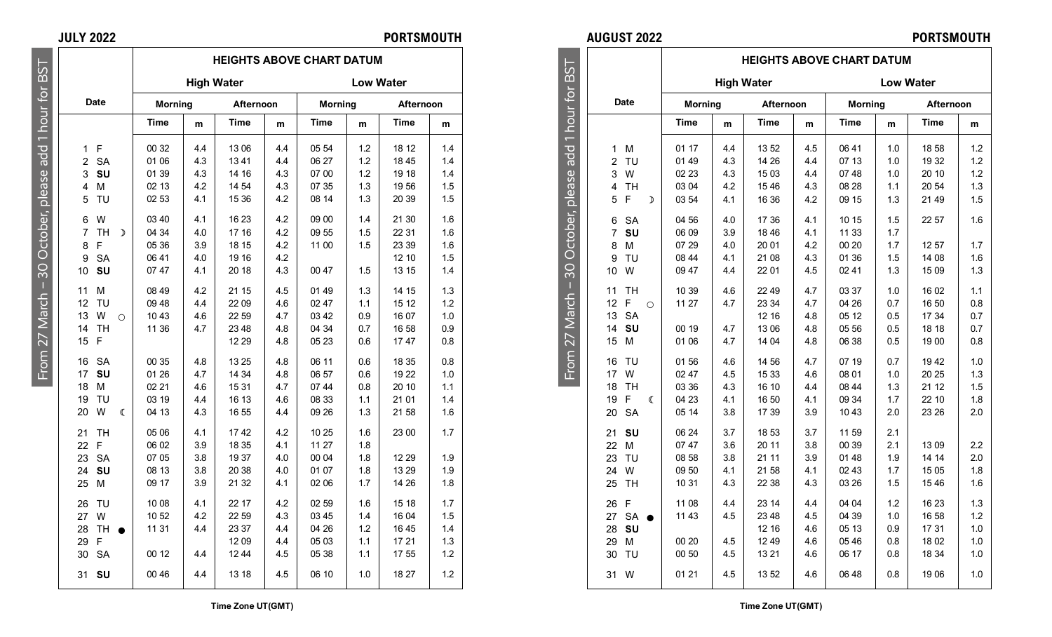## JULY 2022 — PORTSMOUTH

From 27 March – 30 October, please add 1 hour for BST

| Date | | | HEIGHTS ABOVE CHART DATUM | | | | | | | |
|---|---|---|---|---|---|---|---|---|---|---|
| | | | High Water | | | | Low Water | | | |
| | | | Morning | | Afternoon | | Morning | | Afternoon | |
| | | | Time | m | Time | m | Time | m | Time | m |
| 1 | F | | 00 32 | 4.4 | 13 06 | 4.4 | 05 54 | 1.2 | 18 12 | 1.4 |
| 2 | SA | | 01 06 | 4.3 | 13 41 | 4.4 | 06 27 | 1.2 | 18 45 | 1.4 |
| 3 | **SU** | | 01 39 | 4.3 | 14 16 | 4.3 | 07 00 | 1.2 | 19 18 | 1.4 |
| 4 | M | | 02 13 | 4.2 | 14 54 | 4.3 | 07 35 | 1.3 | 19 56 | 1.5 |
| 5 | TU | | 02 53 | 4.1 | 15 36 | 4.2 | 08 14 | 1.3 | 20 39 | 1.5 |
| 6 | W | | 03 40 | 4.1 | 16 23 | 4.2 | 09 00 | 1.4 | 21 30 | 1.6 |
| 7 | TH | ☽ | 04 34 | 4.0 | 17 16 | 4.2 | 09 55 | 1.5 | 22 31 | 1.6 |
| 8 | F | | 05 36 | 3.9 | 18 15 | 4.2 | 11 00 | 1.5 | 23 39 | 1.6 |
| 9 | SA | | 06 41 | 4.0 | 19 16 | 4.2 | | | 12 10 | 1.5 |
| 10 | **SU** | | 07 47 | 4.1 | 20 18 | 4.3 | 00 47 | 1.5 | 13 15 | 1.4 |
| 11 | M | | 08 49 | 4.2 | 21 15 | 4.5 | 01 49 | 1.3 | 14 15 | 1.3 |
| 12 | TU | | 09 48 | 4.4 | 22 09 | 4.6 | 02 47 | 1.1 | 15 12 | 1.2 |
| 13 | W | ○ | 10 43 | 4.6 | 22 59 | 4.7 | 03 42 | 0.9 | 16 07 | 1.0 |
| 14 | TH | | 11 36 | 4.7 | 23 48 | 4.8 | 04 34 | 0.7 | 16 58 | 0.9 |
| 15 | F | | | | 12 29 | 4.8 | 05 23 | 0.6 | 17 47 | 0.8 |
| 16 | SA | | 00 35 | 4.8 | 13 25 | 4.8 | 06 11 | 0.6 | 18 35 | 0.8 |
| 17 | **SU** | | 01 26 | 4.7 | 14 34 | 4.8 | 06 57 | 0.6 | 19 22 | 1.0 |
| 18 | M | | 02 21 | 4.6 | 15 31 | 4.7 | 07 44 | 0.8 | 20 10 | 1.1 |
| 19 | TU | | 03 19 | 4.4 | 16 13 | 4.6 | 08 33 | 1.1 | 21 01 | 1.4 |
| 20 | W | ☾ | 04 13 | 4.3 | 16 55 | 4.4 | 09 26 | 1.3 | 21 58 | 1.6 |
| 21 | TH | | 05 06 | 4.1 | 17 42 | 4.2 | 10 25 | 1.6 | 23 00 | 1.7 |
| 22 | F | | 06 02 | 3.9 | 18 35 | 4.1 | 11 27 | 1.8 | | |
| 23 | SA | | 07 05 | 3.8 | 19 37 | 4.0 | 00 04 | 1.8 | 12 29 | 1.9 |
| 24 | **SU** | | 08 13 | 3.8 | 20 38 | 4.0 | 01 07 | 1.8 | 13 29 | 1.9 |
| 25 | M | | 09 17 | 3.9 | 21 32 | 4.1 | 02 06 | 1.7 | 14 26 | 1.8 |
| 26 | TU | | 10 08 | 4.1 | 22 17 | 4.2 | 02 59 | 1.6 | 15 18 | 1.7 |
| 27 | W | | 10 52 | 4.2 | 22 59 | 4.3 | 03 45 | 1.4 | 16 04 | 1.5 |
| 28 | TH | ● | 11 31 | 4.4 | 23 37 | 4.4 | 04 26 | 1.2 | 16 45 | 1.4 |
| 29 | F | | | | 12 09 | 4.4 | 05 03 | 1.1 | 17 21 | 1.3 |
| 30 | SA | | 00 12 | 4.4 | 12 44 | 4.5 | 05 38 | 1.1 | 17 55 | 1.2 |
| 31 | **SU** | | 00 46 | 4.4 | 13 18 | 4.5 | 06 10 | 1.0 | 18 27 | 1.2 |

Time Zone UT(GMT)

## AUGUST 2022 — PORTSMOUTH

From 27 March – 30 October, please add 1 hour for BST

| Date | | | HEIGHTS ABOVE CHART DATUM | | | | | | | |
|---|---|---|---|---|---|---|---|---|---|---|
| | | | High Water | | | | Low Water | | | |
| | | | Morning | | Afternoon | | Morning | | Afternoon | |
| | | | Time | m | Time | m | Time | m | Time | m |
| 1 | M | | 01 17 | 4.4 | 13 52 | 4.5 | 06 41 | 1.0 | 18 58 | 1.2 |
| 2 | TU | | 01 49 | 4.3 | 14 26 | 4.4 | 07 13 | 1.0 | 19 32 | 1.2 |
| 3 | W | | 02 23 | 4.3 | 15 03 | 4.4 | 07 48 | 1.0 | 20 10 | 1.2 |
| 4 | TH | | 03 04 | 4.2 | 15 46 | 4.3 | 08 28 | 1.1 | 20 54 | 1.3 |
| 5 | F | ☽ | 03 54 | 4.1 | 16 36 | 4.2 | 09 15 | 1.3 | 21 49 | 1.5 |
| 6 | SA | | 04 56 | 4.0 | 17 36 | 4.1 | 10 15 | 1.5 | 22 57 | 1.6 |
| 7 | **SU** | | 06 09 | 3.9 | 18 46 | 4.1 | 11 33 | 1.7 | | |
| 8 | M | | 07 29 | 4.0 | 20 01 | 4.2 | 00 20 | 1.7 | 12 57 | 1.7 |
| 9 | TU | | 08 44 | 4.1 | 21 08 | 4.3 | 01 36 | 1.5 | 14 08 | 1.6 |
| 10 | W | | 09 47 | 4.4 | 22 01 | 4.5 | 02 41 | 1.3 | 15 09 | 1.3 |
| 11 | TH | | 10 39 | 4.6 | 22 49 | 4.7 | 03 37 | 1.0 | 16 02 | 1.1 |
| 12 | F | ○ | 11 27 | 4.7 | 23 34 | 4.7 | 04 26 | 0.7 | 16 50 | 0.8 |
| 13 | SA | | | | 12 16 | 4.8 | 05 12 | 0.5 | 17 34 | 0.7 |
| 14 | **SU** | | 00 19 | 4.7 | 13 06 | 4.8 | 05 56 | 0.5 | 18 18 | 0.7 |
| 15 | M | | 01 06 | 4.7 | 14 04 | 4.8 | 06 38 | 0.5 | 19 00 | 0.8 |
| 16 | TU | | 01 56 | 4.6 | 14 56 | 4.7 | 07 19 | 0.7 | 19 42 | 1.0 |
| 17 | W | | 02 47 | 4.5 | 15 33 | 4.6 | 08 01 | 1.0 | 20 25 | 1.3 |
| 18 | TH | | 03 36 | 4.3 | 16 10 | 4.4 | 08 44 | 1.3 | 21 12 | 1.5 |
| 19 | F | ☾ | 04 23 | 4.1 | 16 50 | 4.1 | 09 34 | 1.7 | 22 10 | 1.8 |
| 20 | SA | | 05 14 | 3.8 | 17 39 | 3.9 | 10 43 | 2.0 | 23 26 | 2.0 |
| 21 | **SU** | | 06 24 | 3.7 | 18 53 | 3.7 | 11 59 | 2.1 | | |
| 22 | M | | 07 47 | 3.6 | 20 11 | 3.8 | 00 39 | 2.1 | 13 09 | 2.2 |
| 23 | TU | | 08 58 | 3.8 | 21 11 | 3.9 | 01 48 | 1.9 | 14 14 | 2.0 |
| 24 | W | | 09 50 | 4.1 | 21 58 | 4.1 | 02 43 | 1.7 | 15 05 | 1.8 |
| 25 | TH | | 10 31 | 4.3 | 22 38 | 4.3 | 03 26 | 1.5 | 15 46 | 1.6 |
| 26 | F | | 11 08 | 4.4 | 23 14 | 4.4 | 04 04 | 1.2 | 16 23 | 1.3 |
| 27 | SA | ● | 11 43 | 4.5 | 23 48 | 4.5 | 04 39 | 1.0 | 16 58 | 1.2 |
| 28 | **SU** | | | | 12 16 | 4.6 | 05 13 | 0.9 | 17 31 | 1.0 |
| 29 | M | | 00 20 | 4.5 | 12 49 | 4.6 | 05 46 | 0.8 | 18 02 | 1.0 |
| 30 | TU | | 00 50 | 4.5 | 13 21 | 4.6 | 06 17 | 0.8 | 18 34 | 1.0 |
| 31 | W | | 01 21 | 4.5 | 13 52 | 4.6 | 06 48 | 0.8 | 19 06 | 1.0 |

Time Zone UT(GMT)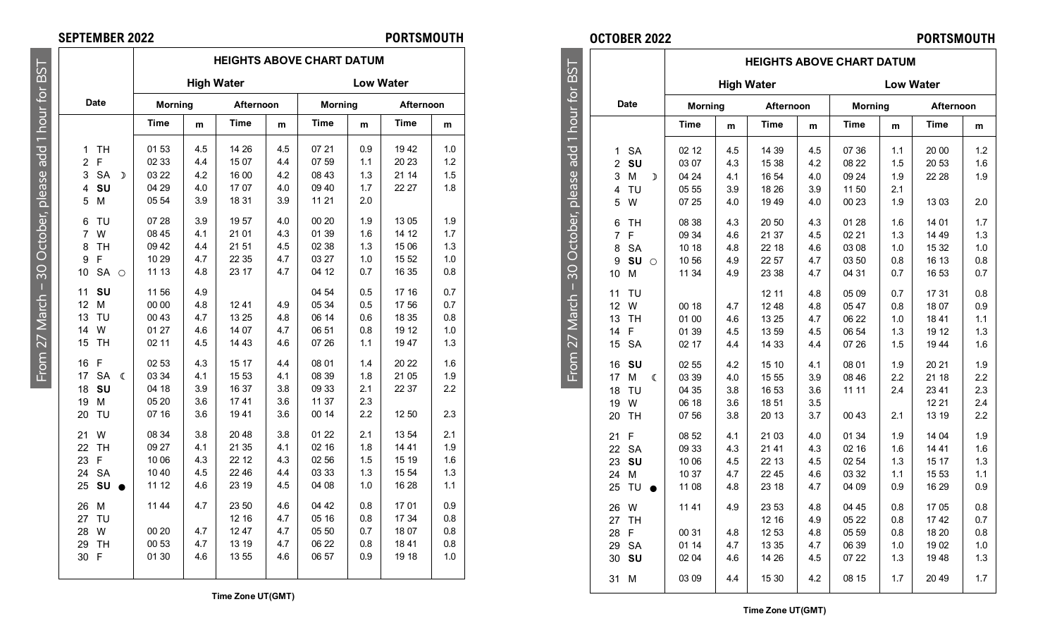## SEPTEMBER 2022 — PORTSMOUTH

From 27 March – 30 October, please add 1 hour for BST

| Date | | HEIGHTS ABOVE CHART DATUM | | | | | | | |
|---|---|---|---|---|---|---|---|---|---|
| | | High Water | | | | Low Water | | | |
| | | Morning | | Afternoon | | Morning | | Afternoon | |
| | | Time | m | Time | m | Time | m | Time | m |
| 1 | TH | 01 53 | 4.5 | 14 26 | 4.5 | 07 21 | 0.9 | 19 42 | 1.0 |
| 2 | F | 02 33 | 4.4 | 15 07 | 4.4 | 07 59 | 1.1 | 20 23 | 1.2 |
| 3 | SA ☽ | 03 22 | 4.2 | 16 00 | 4.2 | 08 43 | 1.3 | 21 14 | 1.5 |
| 4 | **SU** | 04 29 | 4.0 | 17 07 | 4.0 | 09 40 | 1.7 | 22 27 | 1.8 |
| 5 | M | 05 54 | 3.9 | 18 31 | 3.9 | 11 21 | 2.0 | | |
| 6 | TU | 07 28 | 3.9 | 19 57 | 4.0 | 00 20 | 1.9 | 13 05 | 1.9 |
| 7 | W | 08 45 | 4.1 | 21 01 | 4.3 | 01 39 | 1.6 | 14 12 | 1.7 |
| 8 | TH | 09 42 | 4.4 | 21 51 | 4.5 | 02 38 | 1.3 | 15 06 | 1.3 |
| 9 | F | 10 29 | 4.7 | 22 35 | 4.7 | 03 27 | 1.0 | 15 52 | 1.0 |
| 10 | SA ○ | 11 13 | 4.8 | 23 17 | 4.7 | 04 12 | 0.7 | 16 35 | 0.8 |
| 11 | **SU** | 11 56 | 4.9 | | | 04 54 | 0.5 | 17 16 | 0.7 |
| 12 | M | 00 00 | 4.8 | 12 41 | 4.9 | 05 34 | 0.5 | 17 56 | 0.7 |
| 13 | TU | 00 43 | 4.7 | 13 25 | 4.8 | 06 14 | 0.6 | 18 35 | 0.8 |
| 14 | W | 01 27 | 4.6 | 14 07 | 4.7 | 06 51 | 0.8 | 19 12 | 1.0 |
| 15 | TH | 02 11 | 4.5 | 14 43 | 4.6 | 07 26 | 1.1 | 19 47 | 1.3 |
| 16 | F | 02 53 | 4.3 | 15 17 | 4.4 | 08 01 | 1.4 | 20 22 | 1.6 |
| 17 | SA ☾ | 03 34 | 4.1 | 15 53 | 4.1 | 08 39 | 1.8 | 21 05 | 1.9 |
| 18 | **SU** | 04 18 | 3.9 | 16 37 | 3.8 | 09 33 | 2.1 | 22 37 | 2.2 |
| 19 | M | 05 20 | 3.6 | 17 41 | 3.6 | 11 37 | 2.3 | | |
| 20 | TU | 07 16 | 3.6 | 19 41 | 3.6 | 00 14 | 2.2 | 12 50 | 2.3 |
| 21 | W | 08 34 | 3.8 | 20 48 | 3.8 | 01 22 | 2.1 | 13 54 | 2.1 |
| 22 | TH | 09 27 | 4.1 | 21 35 | 4.1 | 02 16 | 1.8 | 14 41 | 1.9 |
| 23 | F | 10 06 | 4.3 | 22 12 | 4.3 | 02 56 | 1.5 | 15 19 | 1.6 |
| 24 | SA | 10 40 | 4.5 | 22 46 | 4.4 | 03 33 | 1.3 | 15 54 | 1.3 |
| 25 | **SU** ● | 11 12 | 4.6 | 23 19 | 4.5 | 04 08 | 1.0 | 16 28 | 1.1 |
| 26 | M | 11 44 | 4.7 | 23 50 | 4.6 | 04 42 | 0.8 | 17 01 | 0.9 |
| 27 | TU | | | 12 16 | 4.7 | 05 16 | 0.8 | 17 34 | 0.8 |
| 28 | W | 00 20 | 4.7 | 12 47 | 4.7 | 05 50 | 0.7 | 18 07 | 0.8 |
| 29 | TH | 00 53 | 4.7 | 13 19 | 4.7 | 06 22 | 0.8 | 18 41 | 0.8 |
| 30 | F | 01 30 | 4.6 | 13 55 | 4.6 | 06 57 | 0.9 | 19 18 | 1.0 |

Time Zone UT(GMT)

## OCTOBER 2022 — PORTSMOUTH

From 27 March – 30 October, please add 1 hour for BST

| Date | | HEIGHTS ABOVE CHART DATUM | | | | | | | |
|---|---|---|---|---|---|---|---|---|---|
| | | High Water | | | | Low Water | | | |
| | | Morning | | Afternoon | | Morning | | Afternoon | |
| | | Time | m | Time | m | Time | m | Time | m |
| 1 | SA | 02 12 | 4.5 | 14 39 | 4.5 | 07 36 | 1.1 | 20 00 | 1.2 |
| 2 | **SU** | 03 07 | 4.3 | 15 38 | 4.2 | 08 22 | 1.5 | 20 53 | 1.6 |
| 3 | M ☽ | 04 24 | 4.1 | 16 54 | 4.0 | 09 24 | 1.9 | 22 28 | 1.9 |
| 4 | TU | 05 55 | 3.9 | 18 26 | 3.9 | 11 50 | 2.1 | | |
| 5 | W | 07 25 | 4.0 | 19 49 | 4.0 | 00 23 | 1.9 | 13 03 | 2.0 |
| 6 | TH | 08 38 | 4.3 | 20 50 | 4.3 | 01 28 | 1.6 | 14 01 | 1.7 |
| 7 | F | 09 34 | 4.6 | 21 37 | 4.5 | 02 21 | 1.3 | 14 49 | 1.3 |
| 8 | SA | 10 18 | 4.8 | 22 18 | 4.6 | 03 08 | 1.0 | 15 32 | 1.0 |
| 9 | **SU** ○ | 10 56 | 4.9 | 22 57 | 4.7 | 03 50 | 0.8 | 16 13 | 0.8 |
| 10 | M | 11 34 | 4.9 | 23 38 | 4.7 | 04 31 | 0.7 | 16 53 | 0.7 |
| 11 | TU | | | 12 11 | 4.8 | 05 09 | 0.7 | 17 31 | 0.8 |
| 12 | W | 00 18 | 4.7 | 12 48 | 4.8 | 05 47 | 0.8 | 18 07 | 0.9 |
| 13 | TH | 01 00 | 4.6 | 13 25 | 4.7 | 06 22 | 1.0 | 18 41 | 1.1 |
| 14 | F | 01 39 | 4.5 | 13 59 | 4.5 | 06 54 | 1.3 | 19 12 | 1.3 |
| 15 | SA | 02 17 | 4.4 | 14 33 | 4.4 | 07 26 | 1.5 | 19 44 | 1.6 |
| 16 | **SU** | 02 55 | 4.2 | 15 10 | 4.1 | 08 01 | 1.9 | 20 21 | 1.9 |
| 17 | M ☾ | 03 39 | 4.0 | 15 55 | 3.9 | 08 46 | 2.2 | 21 18 | 2.2 |
| 18 | TU | 04 35 | 3.8 | 16 53 | 3.6 | 11 11 | 2.4 | 23 41 | 2.3 |
| 19 | W | 06 18 | 3.6 | 18 51 | 3.5 | | | 12 21 | 2.4 |
| 20 | TH | 07 56 | 3.8 | 20 13 | 3.7 | 00 43 | 2.1 | 13 19 | 2.2 |
| 21 | F | 08 52 | 4.1 | 21 03 | 4.0 | 01 34 | 1.9 | 14 04 | 1.9 |
| 22 | SA | 09 33 | 4.3 | 21 41 | 4.3 | 02 16 | 1.6 | 14 41 | 1.6 |
| 23 | **SU** | 10 06 | 4.5 | 22 13 | 4.5 | 02 54 | 1.3 | 15 17 | 1.3 |
| 24 | M | 10 37 | 4.7 | 22 45 | 4.6 | 03 32 | 1.1 | 15 53 | 1.1 |
| 25 | TU ● | 11 08 | 4.8 | 23 18 | 4.7 | 04 09 | 0.9 | 16 29 | 0.9 |
| 26 | W | 11 41 | 4.9 | 23 53 | 4.8 | 04 45 | 0.8 | 17 05 | 0.8 |
| 27 | TH | | | 12 16 | 4.9 | 05 22 | 0.8 | 17 42 | 0.7 |
| 28 | F | 00 31 | 4.8 | 12 53 | 4.8 | 05 59 | 0.8 | 18 20 | 0.8 |
| 29 | SA | 01 14 | 4.7 | 13 35 | 4.7 | 06 39 | 1.0 | 19 02 | 1.0 |
| 30 | **SU** | 02 04 | 4.6 | 14 26 | 4.5 | 07 22 | 1.3 | 19 48 | 1.3 |
| 31 | M | 03 09 | 4.4 | 15 30 | 4.2 | 08 15 | 1.7 | 20 49 | 1.7 |

Time Zone UT(GMT)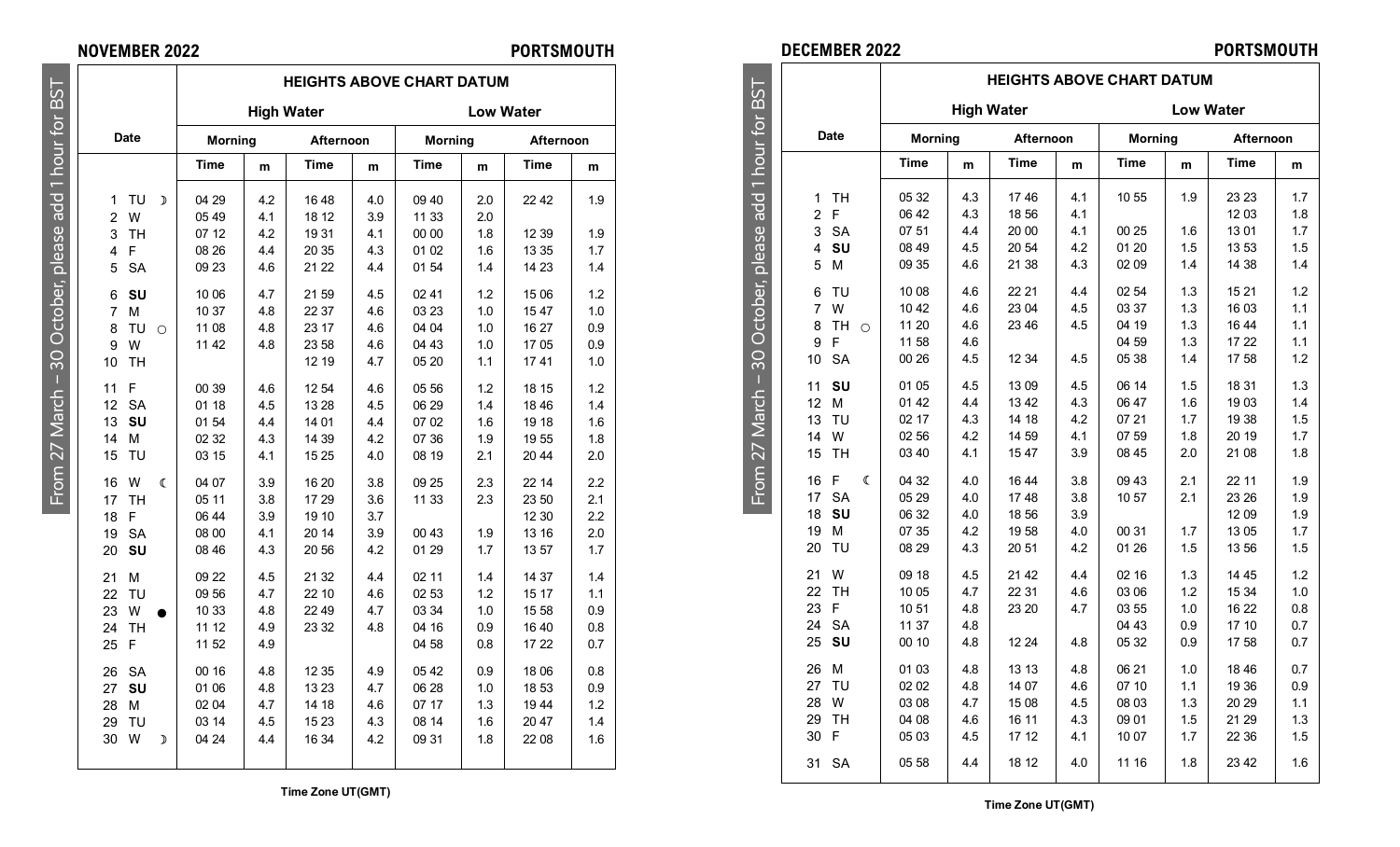## NOVEMBER 2022 — PORTSMOUTH

From 27 March – 30 October, please add 1 hour for BST

| Date | | HEIGHTS ABOVE CHART DATUM | | | | | | | |
|---|---|---|---|---|---|---|---|---|---|
| | | High Water | | | | Low Water | | | |
| | | Morning | | Afternoon | | Morning | | Afternoon | |
| | | Time | m | Time | m | Time | m | Time | m |
| 1 | TU ☽ | 04 29 | 4.2 | 16 48 | 4.0 | 09 40 | 2.0 | 22 42 | 1.9 |
| 2 | W | 05 49 | 4.1 | 18 12 | 3.9 | 11 33 | 2.0 | | |
| 3 | TH | 07 12 | 4.2 | 19 31 | 4.1 | 00 00 | 1.8 | 12 39 | 1.9 |
| 4 | F | 08 26 | 4.4 | 20 35 | 4.3 | 01 02 | 1.6 | 13 35 | 1.7 |
| 5 | SA | 09 23 | 4.6 | 21 22 | 4.4 | 01 54 | 1.4 | 14 23 | 1.4 |
| 6 | **SU** | 10 06 | 4.7 | 21 59 | 4.5 | 02 41 | 1.2 | 15 06 | 1.2 |
| 7 | M | 10 37 | 4.8 | 22 37 | 4.6 | 03 23 | 1.0 | 15 47 | 1.0 |
| 8 | TU ○ | 11 08 | 4.8 | 23 17 | 4.6 | 04 04 | 1.0 | 16 27 | 0.9 |
| 9 | W | 11 42 | 4.8 | 23 58 | 4.6 | 04 43 | 1.0 | 17 05 | 0.9 |
| 10 | TH | | | 12 19 | 4.7 | 05 20 | 1.1 | 17 41 | 1.0 |
| 11 | F | 00 39 | 4.6 | 12 54 | 4.6 | 05 56 | 1.2 | 18 15 | 1.2 |
| 12 | SA | 01 18 | 4.5 | 13 28 | 4.5 | 06 29 | 1.4 | 18 46 | 1.4 |
| 13 | **SU** | 01 54 | 4.4 | 14 01 | 4.4 | 07 02 | 1.6 | 19 18 | 1.6 |
| 14 | M | 02 32 | 4.3 | 14 39 | 4.2 | 07 36 | 1.9 | 19 55 | 1.8 |
| 15 | TU | 03 15 | 4.1 | 15 25 | 4.0 | 08 19 | 2.1 | 20 44 | 2.0 |
| 16 | W ☾ | 04 07 | 3.9 | 16 20 | 3.8 | 09 25 | 2.3 | 22 14 | 2.2 |
| 17 | TH | 05 11 | 3.8 | 17 29 | 3.6 | 11 33 | 2.3 | 23 50 | 2.1 |
| 18 | F | 06 44 | 3.9 | 19 10 | 3.7 | | | 12 30 | 2.2 |
| 19 | SA | 08 00 | 4.1 | 20 14 | 3.9 | 00 43 | 1.9 | 13 16 | 2.0 |
| 20 | **SU** | 08 46 | 4.3 | 20 56 | 4.2 | 01 29 | 1.7 | 13 57 | 1.7 |
| 21 | M | 09 22 | 4.5 | 21 32 | 4.4 | 02 11 | 1.4 | 14 37 | 1.4 |
| 22 | TU | 09 56 | 4.7 | 22 10 | 4.6 | 02 53 | 1.2 | 15 17 | 1.1 |
| 23 | W ● | 10 33 | 4.8 | 22 49 | 4.7 | 03 34 | 1.0 | 15 58 | 0.9 |
| 24 | TH | 11 12 | 4.9 | 23 32 | 4.8 | 04 16 | 0.9 | 16 40 | 0.8 |
| 25 | F | 11 52 | 4.9 | | | 04 58 | 0.8 | 17 22 | 0.7 |
| 26 | SA | 00 16 | 4.8 | 12 35 | 4.9 | 05 42 | 0.9 | 18 06 | 0.8 |
| 27 | **SU** | 01 06 | 4.8 | 13 23 | 4.7 | 06 28 | 1.0 | 18 53 | 0.9 |
| 28 | M | 02 04 | 4.7 | 14 18 | 4.6 | 07 17 | 1.3 | 19 44 | 1.2 |
| 29 | TU | 03 14 | 4.5 | 15 23 | 4.3 | 08 14 | 1.6 | 20 47 | 1.4 |
| 30 | W ☽ | 04 24 | 4.4 | 16 34 | 4.2 | 09 31 | 1.8 | 22 08 | 1.6 |

**Time Zone UT(GMT)**

## DECEMBER 2022 — PORTSMOUTH

From 27 March – 30 October, please add 1 hour for BST

| Date | | HEIGHTS ABOVE CHART DATUM | | | | | | | |
|---|---|---|---|---|---|---|---|---|---|
| | | High Water | | | | Low Water | | | |
| | | Morning | | Afternoon | | Morning | | Afternoon | |
| | | Time | m | Time | m | Time | m | Time | m |
| 1 | TH | 05 32 | 4.3 | 17 46 | 4.1 | 10 55 | 1.9 | 23 23 | 1.7 |
| 2 | F | 06 42 | 4.3 | 18 56 | 4.1 | | | 12 03 | 1.8 |
| 3 | SA | 07 51 | 4.4 | 20 00 | 4.1 | 00 25 | 1.6 | 13 01 | 1.7 |
| 4 | **SU** | 08 49 | 4.5 | 20 54 | 4.2 | 01 20 | 1.5 | 13 53 | 1.5 |
| 5 | M | 09 35 | 4.6 | 21 38 | 4.3 | 02 09 | 1.4 | 14 38 | 1.4 |
| 6 | TU | 10 08 | 4.6 | 22 21 | 4.4 | 02 54 | 1.3 | 15 21 | 1.2 |
| 7 | W | 10 42 | 4.6 | 23 04 | 4.5 | 03 37 | 1.3 | 16 03 | 1.1 |
| 8 | TH ○ | 11 20 | 4.6 | 23 46 | 4.5 | 04 19 | 1.3 | 16 44 | 1.1 |
| 9 | F | 11 58 | 4.6 | | | 04 59 | 1.3 | 17 22 | 1.1 |
| 10 | SA | 00 26 | 4.5 | 12 34 | 4.5 | 05 38 | 1.4 | 17 58 | 1.2 |
| 11 | **SU** | 01 05 | 4.5 | 13 09 | 4.5 | 06 14 | 1.5 | 18 31 | 1.3 |
| 12 | M | 01 42 | 4.4 | 13 42 | 4.3 | 06 47 | 1.6 | 19 03 | 1.4 |
| 13 | TU | 02 17 | 4.3 | 14 18 | 4.2 | 07 21 | 1.7 | 19 38 | 1.5 |
| 14 | W | 02 56 | 4.2 | 14 59 | 4.1 | 07 59 | 1.8 | 20 19 | 1.7 |
| 15 | TH | 03 40 | 4.1 | 15 47 | 3.9 | 08 45 | 2.0 | 21 08 | 1.8 |
| 16 | F ☾ | 04 32 | 4.0 | 16 44 | 3.8 | 09 43 | 2.1 | 22 11 | 1.9 |
| 17 | SA | 05 29 | 4.0 | 17 48 | 3.8 | 10 57 | 2.1 | 23 26 | 1.9 |
| 18 | **SU** | 06 32 | 4.0 | 18 56 | 3.9 | | | 12 09 | 1.9 |
| 19 | M | 07 35 | 4.2 | 19 58 | 4.0 | 00 31 | 1.7 | 13 05 | 1.7 |
| 20 | TU | 08 29 | 4.3 | 20 51 | 4.2 | 01 26 | 1.5 | 13 56 | 1.5 |
| 21 | W | 09 18 | 4.5 | 21 42 | 4.4 | 02 16 | 1.3 | 14 45 | 1.2 |
| 22 | TH | 10 05 | 4.7 | 22 31 | 4.6 | 03 06 | 1.2 | 15 34 | 1.0 |
| 23 | F | 10 51 | 4.8 | 23 20 | 4.7 | 03 55 | 1.0 | 16 22 | 0.8 |
| 24 | SA | 11 37 | 4.8 | | | 04 43 | 0.9 | 17 10 | 0.7 |
| 25 | **SU** | 00 10 | 4.8 | 12 24 | 4.8 | 05 32 | 0.9 | 17 58 | 0.7 |
| 26 | M | 01 03 | 4.8 | 13 13 | 4.8 | 06 21 | 1.0 | 18 46 | 0.7 |
| 27 | TU | 02 02 | 4.8 | 14 07 | 4.6 | 07 10 | 1.1 | 19 36 | 0.9 |
| 28 | W | 03 08 | 4.7 | 15 08 | 4.5 | 08 03 | 1.3 | 20 29 | 1.1 |
| 29 | TH | 04 08 | 4.6 | 16 11 | 4.3 | 09 01 | 1.5 | 21 29 | 1.3 |
| 30 | F | 05 03 | 4.5 | 17 12 | 4.1 | 10 07 | 1.7 | 22 36 | 1.5 |
| 31 | SA | 05 58 | 4.4 | 18 12 | 4.0 | 11 16 | 1.8 | 23 42 | 1.6 |

**Time Zone UT(GMT)**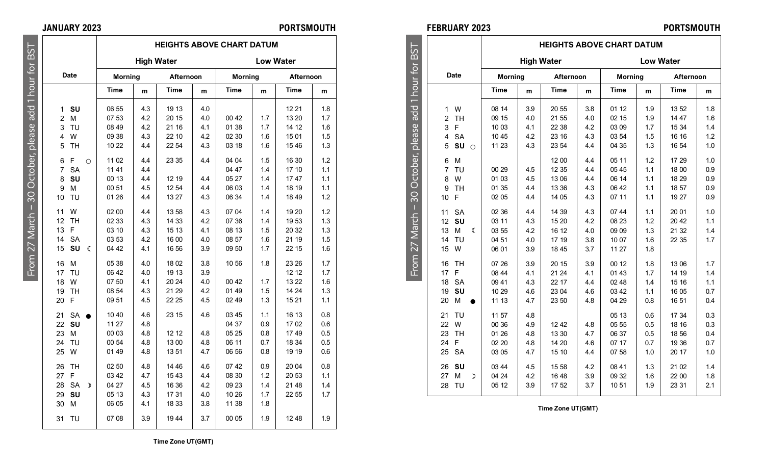## JANUARY 2023 — PORTSMOUTH

From 27 March – 30 October, please add 1 hour for BST

| Date | | HEIGHTS ABOVE CHART DATUM | | | | | | | |
|---|---|---|---|---|---|---|---|---|---|
| | | High Water | | | | Low Water | | | |
| | | Morning | | Afternoon | | Morning | | Afternoon | |
| | | Time | m | Time | m | Time | m | Time | m |
| 1 | **SU** | 06 55 | 4.3 | 19 13 | 4.0 | | | 12 21 | 1.8 |
| 2 | M | 07 53 | 4.2 | 20 15 | 4.0 | 00 42 | 1.7 | 13 20 | 1.7 |
| 3 | TU | 08 49 | 4.2 | 21 16 | 4.1 | 01 38 | 1.7 | 14 12 | 1.6 |
| 4 | W | 09 38 | 4.3 | 22 10 | 4.2 | 02 30 | 1.6 | 15 01 | 1.5 |
| 5 | TH | 10 22 | 4.4 | 22 54 | 4.3 | 03 18 | 1.6 | 15 46 | 1.3 |
| 6 | F ○ | 11 02 | 4.4 | 23 35 | 4.4 | 04 04 | 1.5 | 16 30 | 1.2 |
| 7 | SA | 11 41 | 4.4 | | | 04 47 | 1.4 | 17 10 | 1.1 |
| 8 | **SU** | 00 13 | 4.4 | 12 19 | 4.4 | 05 27 | 1.4 | 17 47 | 1.1 |
| 9 | M | 00 51 | 4.5 | 12 54 | 4.4 | 06 03 | 1.4 | 18 19 | 1.1 |
| 10 | TU | 01 26 | 4.4 | 13 27 | 4.3 | 06 34 | 1.4 | 18 49 | 1.2 |
| 11 | W | 02 00 | 4.4 | 13 58 | 4.3 | 07 04 | 1.4 | 19 20 | 1.2 |
| 12 | TH | 02 33 | 4.3 | 14 33 | 4.2 | 07 36 | 1.4 | 19 53 | 1.3 |
| 13 | F | 03 10 | 4.3 | 15 13 | 4.1 | 08 13 | 1.5 | 20 32 | 1.3 |
| 14 | SA | 03 53 | 4.2 | 16 00 | 4.0 | 08 57 | 1.6 | 21 19 | 1.5 |
| 15 | **SU** ☾ | 04 42 | 4.1 | 16 56 | 3.9 | 09 50 | 1.7 | 22 15 | 1.6 |
| 16 | M | 05 38 | 4.0 | 18 02 | 3.8 | 10 56 | 1.8 | 23 26 | 1.7 |
| 17 | TU | 06 42 | 4.0 | 19 13 | 3.9 | | | 12 12 | 1.7 |
| 18 | W | 07 50 | 4.1 | 20 24 | 4.0 | 00 42 | 1.7 | 13 22 | 1.6 |
| 19 | TH | 08 54 | 4.3 | 21 29 | 4.2 | 01 49 | 1.5 | 14 24 | 1.3 |
| 20 | F | 09 51 | 4.5 | 22 25 | 4.5 | 02 49 | 1.3 | 15 21 | 1.1 |
| 21 | SA ● | 10 40 | 4.6 | 23 15 | 4.6 | 03 45 | 1.1 | 16 13 | 0.8 |
| 22 | **SU** | 11 27 | 4.8 | | | 04 37 | 0.9 | 17 02 | 0.6 |
| 23 | M | 00 03 | 4.8 | 12 12 | 4.8 | 05 25 | 0.8 | 17 49 | 0.5 |
| 24 | TU | 00 54 | 4.8 | 13 00 | 4.8 | 06 11 | 0.7 | 18 34 | 0.5 |
| 25 | W | 01 49 | 4.8 | 13 51 | 4.7 | 06 56 | 0.8 | 19 19 | 0.6 |
| 26 | TH | 02 50 | 4.8 | 14 46 | 4.6 | 07 42 | 0.9 | 20 04 | 0.8 |
| 27 | F | 03 42 | 4.7 | 15 43 | 4.4 | 08 30 | 1.2 | 20 53 | 1.1 |
| 28 | SA ☽ | 04 27 | 4.5 | 16 36 | 4.2 | 09 23 | 1.4 | 21 48 | 1.4 |
| 29 | **SU** | 05 13 | 4.3 | 17 31 | 4.0 | 10 26 | 1.7 | 22 55 | 1.7 |
| 30 | M | 06 05 | 4.1 | 18 33 | 3.8 | 11 38 | 1.8 | | |
| 31 | TU | 07 08 | 3.9 | 19 44 | 3.7 | 00 05 | 1.9 | 12 48 | 1.9 |

Time Zone UT(GMT)

## FEBRUARY 2023 — PORTSMOUTH

From 27 March – 30 October, please add 1 hour for BST

| Date | | HEIGHTS ABOVE CHART DATUM | | | | | | | |
|---|---|---|---|---|---|---|---|---|---|
| | | High Water | | | | Low Water | | | |
| | | Morning | | Afternoon | | Morning | | Afternoon | |
| | | Time | m | Time | m | Time | m | Time | m |
| 1 | W | 08 14 | 3.9 | 20 55 | 3.8 | 01 12 | 1.9 | 13 52 | 1.8 |
| 2 | TH | 09 15 | 4.0 | 21 55 | 4.0 | 02 15 | 1.9 | 14 47 | 1.6 |
| 3 | F | 10 03 | 4.1 | 22 38 | 4.2 | 03 09 | 1.7 | 15 34 | 1.4 |
| 4 | SA | 10 45 | 4.2 | 23 16 | 4.3 | 03 54 | 1.5 | 16 16 | 1.2 |
| 5 | **SU** ○ | 11 23 | 4.3 | 23 54 | 4.4 | 04 35 | 1.3 | 16 54 | 1.0 |
| 6 | M | | | 12 00 | 4.4 | 05 11 | 1.2 | 17 29 | 1.0 |
| 7 | TU | 00 29 | 4.5 | 12 35 | 4.4 | 05 45 | 1.1 | 18 00 | 0.9 |
| 8 | W | 01 03 | 4.5 | 13 06 | 4.4 | 06 14 | 1.1 | 18 29 | 0.9 |
| 9 | TH | 01 35 | 4.4 | 13 36 | 4.3 | 06 42 | 1.1 | 18 57 | 0.9 |
| 10 | F | 02 05 | 4.4 | 14 05 | 4.3 | 07 11 | 1.1 | 19 27 | 0.9 |
| 11 | SA | 02 36 | 4.4 | 14 39 | 4.3 | 07 44 | 1.1 | 20 01 | 1.0 |
| 12 | **SU** | 03 11 | 4.3 | 15 20 | 4.2 | 08 23 | 1.2 | 20 42 | 1.1 |
| 13 | M ☾ | 03 55 | 4.2 | 16 12 | 4.0 | 09 09 | 1.3 | 21 32 | 1.4 |
| 14 | TU | 04 51 | 4.0 | 17 19 | 3.8 | 10 07 | 1.6 | 22 35 | 1.7 |
| 15 | W | 06 01 | 3.9 | 18 45 | 3.7 | 11 27 | 1.8 | | |
| 16 | TH | 07 26 | 3.9 | 20 15 | 3.9 | 00 12 | 1.8 | 13 06 | 1.7 |
| 17 | F | 08 44 | 4.1 | 21 24 | 4.1 | 01 43 | 1.7 | 14 19 | 1.4 |
| 18 | SA | 09 41 | 4.3 | 22 17 | 4.4 | 02 48 | 1.4 | 15 16 | 1.1 |
| 19 | **SU** | 10 29 | 4.6 | 23 04 | 4.6 | 03 42 | 1.1 | 16 05 | 0.7 |
| 20 | M ● | 11 13 | 4.7 | 23 50 | 4.8 | 04 29 | 0.8 | 16 51 | 0.4 |
| 21 | TU | 11 57 | 4.8 | | | 05 13 | 0.6 | 17 34 | 0.3 |
| 22 | W | 00 36 | 4.9 | 12 42 | 4.8 | 05 55 | 0.5 | 18 16 | 0.3 |
| 23 | TH | 01 26 | 4.8 | 13 30 | 4.7 | 06 37 | 0.5 | 18 56 | 0.4 |
| 24 | F | 02 20 | 4.8 | 14 20 | 4.6 | 07 17 | 0.7 | 19 36 | 0.7 |
| 25 | SA | 03 05 | 4.7 | 15 10 | 4.4 | 07 58 | 1.0 | 20 17 | 1.0 |
| 26 | **SU** | 03 44 | 4.5 | 15 58 | 4.2 | 08 41 | 1.3 | 21 02 | 1.4 |
| 27 | M ☽ | 04 24 | 4.2 | 16 48 | 3.9 | 09 32 | 1.6 | 22 00 | 1.8 |
| 28 | TU | 05 12 | 3.9 | 17 52 | 3.7 | 10 51 | 1.9 | 23 31 | 2.1 |

Time Zone UT(GMT)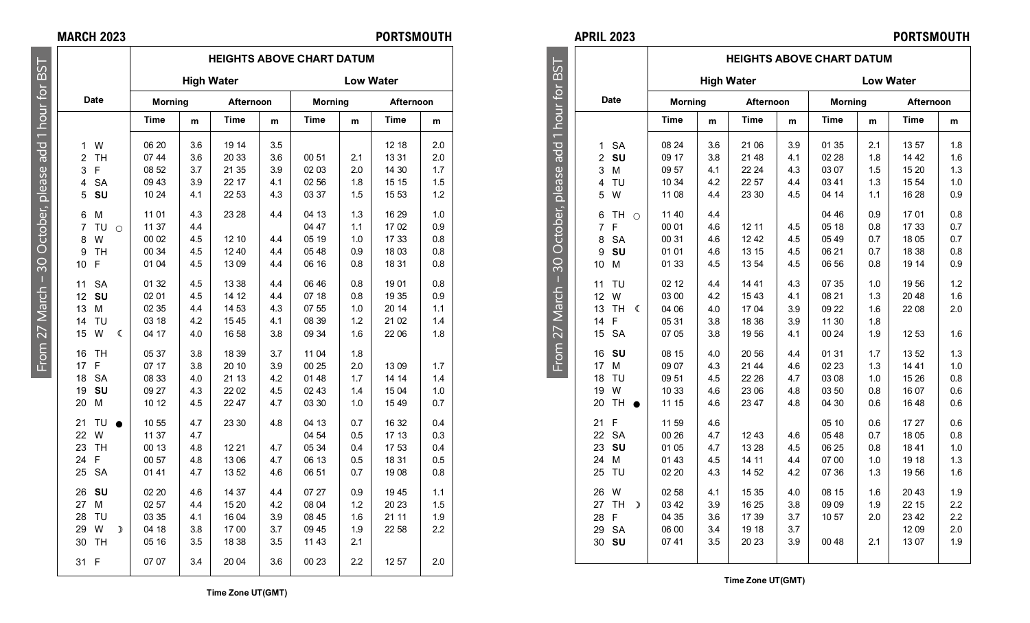## MARCH 2023 — PORTSMOUTH

From 27 March – 30 October, please add 1 hour for BST

| Date | | HEIGHTS ABOVE CHART DATUM | | | | | | | |
|---|---|---|---|---|---|---|---|---|---|
| | | High Water | | | | Low Water | | | |
| | | Morning | | Afternoon | | Morning | | Afternoon | |
| | | Time | m | Time | m | Time | m | Time | m |
| 1 | W | 06 20 | 3.6 | 19 14 | 3.5 | | | 12 18 | 2.0 |
| 2 | TH | 07 44 | 3.6 | 20 33 | 3.6 | 00 51 | 2.1 | 13 31 | 2.0 |
| 3 | F | 08 52 | 3.7 | 21 35 | 3.9 | 02 03 | 2.0 | 14 30 | 1.7 |
| 4 | SA | 09 43 | 3.9 | 22 17 | 4.1 | 02 56 | 1.8 | 15 15 | 1.5 |
| 5 | **SU** | 10 24 | 4.1 | 22 53 | 4.3 | 03 37 | 1.5 | 15 53 | 1.2 |
| 6 | M | 11 01 | 4.3 | 23 28 | 4.4 | 04 13 | 1.3 | 16 29 | 1.0 |
| 7 | TU ○ | 11 37 | 4.4 | | | 04 47 | 1.1 | 17 02 | 0.9 |
| 8 | W | 00 02 | 4.5 | 12 10 | 4.4 | 05 19 | 1.0 | 17 33 | 0.8 |
| 9 | TH | 00 34 | 4.5 | 12 40 | 4.4 | 05 48 | 0.9 | 18 03 | 0.8 |
| 10 | F | 01 04 | 4.5 | 13 09 | 4.4 | 06 16 | 0.8 | 18 31 | 0.8 |
| 11 | SA | 01 32 | 4.5 | 13 38 | 4.4 | 06 46 | 0.8 | 19 01 | 0.8 |
| 12 | **SU** | 02 01 | 4.5 | 14 12 | 4.4 | 07 18 | 0.8 | 19 35 | 0.9 |
| 13 | M | 02 35 | 4.4 | 14 53 | 4.3 | 07 55 | 1.0 | 20 14 | 1.1 |
| 14 | TU | 03 18 | 4.2 | 15 45 | 4.1 | 08 39 | 1.2 | 21 02 | 1.4 |
| 15 | W ☾ | 04 17 | 4.0 | 16 58 | 3.8 | 09 34 | 1.6 | 22 06 | 1.8 |
| 16 | TH | 05 37 | 3.8 | 18 39 | 3.7 | 11 04 | 1.8 | | |
| 17 | F | 07 17 | 3.8 | 20 10 | 3.9 | 00 25 | 2.0 | 13 09 | 1.7 |
| 18 | SA | 08 33 | 4.0 | 21 13 | 4.2 | 01 48 | 1.7 | 14 14 | 1.4 |
| 19 | **SU** | 09 27 | 4.3 | 22 02 | 4.5 | 02 43 | 1.4 | 15 04 | 1.0 |
| 20 | M | 10 12 | 4.5 | 22 47 | 4.7 | 03 30 | 1.0 | 15 49 | 0.7 |
| 21 | TU ● | 10 55 | 4.7 | 23 30 | 4.8 | 04 13 | 0.7 | 16 32 | 0.4 |
| 22 | W | 11 37 | 4.7 | | | 04 54 | 0.5 | 17 13 | 0.3 |
| 23 | TH | 00 13 | 4.8 | 12 21 | 4.7 | 05 34 | 0.4 | 17 53 | 0.4 |
| 24 | F | 00 57 | 4.8 | 13 06 | 4.7 | 06 13 | 0.5 | 18 31 | 0.5 |
| 25 | SA | 01 41 | 4.7 | 13 52 | 4.6 | 06 51 | 0.7 | 19 08 | 0.8 |
| 26 | **SU** | 02 20 | 4.6 | 14 37 | 4.4 | 07 27 | 0.9 | 19 45 | 1.1 |
| 27 | M | 02 57 | 4.4 | 15 20 | 4.2 | 08 04 | 1.2 | 20 23 | 1.5 |
| 28 | TU | 03 35 | 4.1 | 16 04 | 3.9 | 08 45 | 1.6 | 21 11 | 1.9 |
| 29 | W ☽ | 04 18 | 3.8 | 17 00 | 3.7 | 09 45 | 1.9 | 22 58 | 2.2 |
| 30 | TH | 05 16 | 3.5 | 18 38 | 3.5 | 11 43 | 2.1 | | |
| 31 | F | 07 07 | 3.4 | 20 04 | 3.6 | 00 23 | 2.2 | 12 57 | 2.0 |

Time Zone UT(GMT)

## APRIL 2023 — PORTSMOUTH

From 27 March – 30 October, please add 1 hour for BST

| Date | | HEIGHTS ABOVE CHART DATUM | | | | | | | |
|---|---|---|---|---|---|---|---|---|---|
| | | High Water | | | | Low Water | | | |
| | | Morning | | Afternoon | | Morning | | Afternoon | |
| | | Time | m | Time | m | Time | m | Time | m |
| 1 | SA | 08 24 | 3.6 | 21 06 | 3.9 | 01 35 | 2.1 | 13 57 | 1.8 |
| 2 | **SU** | 09 17 | 3.8 | 21 48 | 4.1 | 02 28 | 1.8 | 14 42 | 1.6 |
| 3 | M | 09 57 | 4.1 | 22 24 | 4.3 | 03 07 | 1.5 | 15 20 | 1.3 |
| 4 | TU | 10 34 | 4.2 | 22 57 | 4.4 | 03 41 | 1.3 | 15 54 | 1.0 |
| 5 | W | 11 08 | 4.4 | 23 30 | 4.5 | 04 14 | 1.1 | 16 28 | 0.9 |
| 6 | TH ○ | 11 40 | 4.4 | | | 04 46 | 0.9 | 17 01 | 0.8 |
| 7 | F | 00 01 | 4.6 | 12 11 | 4.5 | 05 18 | 0.8 | 17 33 | 0.7 |
| 8 | SA | 00 31 | 4.6 | 12 42 | 4.5 | 05 49 | 0.7 | 18 05 | 0.7 |
| 9 | **SU** | 01 01 | 4.6 | 13 15 | 4.5 | 06 21 | 0.7 | 18 38 | 0.8 |
| 10 | M | 01 33 | 4.5 | 13 54 | 4.5 | 06 56 | 0.8 | 19 14 | 0.9 |
| 11 | TU | 02 12 | 4.4 | 14 41 | 4.3 | 07 35 | 1.0 | 19 56 | 1.2 |
| 12 | W | 03 00 | 4.2 | 15 43 | 4.1 | 08 21 | 1.3 | 20 48 | 1.6 |
| 13 | TH ☾ | 04 06 | 4.0 | 17 04 | 3.9 | 09 22 | 1.6 | 22 08 | 2.0 |
| 14 | F | 05 31 | 3.8 | 18 36 | 3.9 | 11 30 | 1.8 | | |
| 15 | SA | 07 05 | 3.8 | 19 56 | 4.1 | 00 24 | 1.9 | 12 53 | 1.6 |
| 16 | **SU** | 08 15 | 4.0 | 20 56 | 4.4 | 01 31 | 1.7 | 13 52 | 1.3 |
| 17 | M | 09 07 | 4.3 | 21 44 | 4.6 | 02 23 | 1.3 | 14 41 | 1.0 |
| 18 | TU | 09 51 | 4.5 | 22 26 | 4.7 | 03 08 | 1.0 | 15 26 | 0.8 |
| 19 | W | 10 33 | 4.6 | 23 06 | 4.8 | 03 50 | 0.8 | 16 07 | 0.6 |
| 20 | TH ● | 11 15 | 4.6 | 23 47 | 4.8 | 04 30 | 0.6 | 16 48 | 0.6 |
| 21 | F | 11 59 | 4.6 | | | 05 10 | 0.6 | 17 27 | 0.6 |
| 22 | SA | 00 26 | 4.7 | 12 43 | 4.6 | 05 48 | 0.7 | 18 05 | 0.8 |
| 23 | **SU** | 01 05 | 4.7 | 13 28 | 4.5 | 06 25 | 0.8 | 18 41 | 1.0 |
| 24 | M | 01 43 | 4.5 | 14 11 | 4.4 | 07 00 | 1.0 | 19 18 | 1.3 |
| 25 | TU | 02 20 | 4.3 | 14 52 | 4.2 | 07 36 | 1.3 | 19 56 | 1.6 |
| 26 | W | 02 58 | 4.1 | 15 35 | 4.0 | 08 15 | 1.6 | 20 43 | 1.9 |
| 27 | TH ☽ | 03 42 | 3.9 | 16 25 | 3.8 | 09 09 | 1.9 | 22 15 | 2.2 |
| 28 | F | 04 35 | 3.6 | 17 39 | 3.7 | 10 57 | 2.0 | 23 42 | 2.2 |
| 29 | SA | 06 00 | 3.4 | 19 18 | 3.7 | | | 12 09 | 2.0 |
| 30 | **SU** | 07 41 | 3.5 | 20 23 | 3.9 | 00 48 | 2.1 | 13 07 | 1.9 |

Time Zone UT(GMT)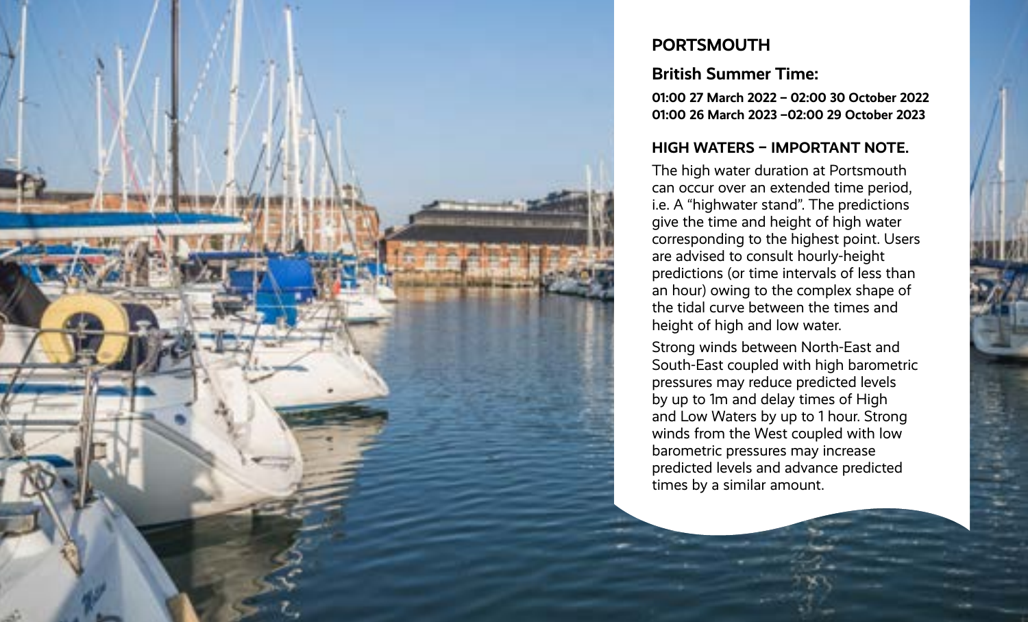## PORTSMOUTH

### British Summer Time:

**01:00 27 March 2022 – 02:00 30 October 2022**
**01:00 26 March 2023 –02:00 29 October 2023**

### HIGH WATERS – IMPORTANT NOTE.

The high water duration at Portsmouth can occur over an extended time period, i.e. A "highwater stand". The predictions give the time and height of high water corresponding to the highest point. Users are advised to consult hourly-height predictions (or time intervals of less than an hour) owing to the complex shape of the tidal curve between the times and height of high and low water.

Strong winds between North-East and South-East coupled with high barometric pressures may reduce predicted levels by up to 1m and delay times of High and Low Waters by up to 1 hour. Strong winds from the West coupled with low barometric pressures may increase predicted levels and advance predicted times by a similar amount.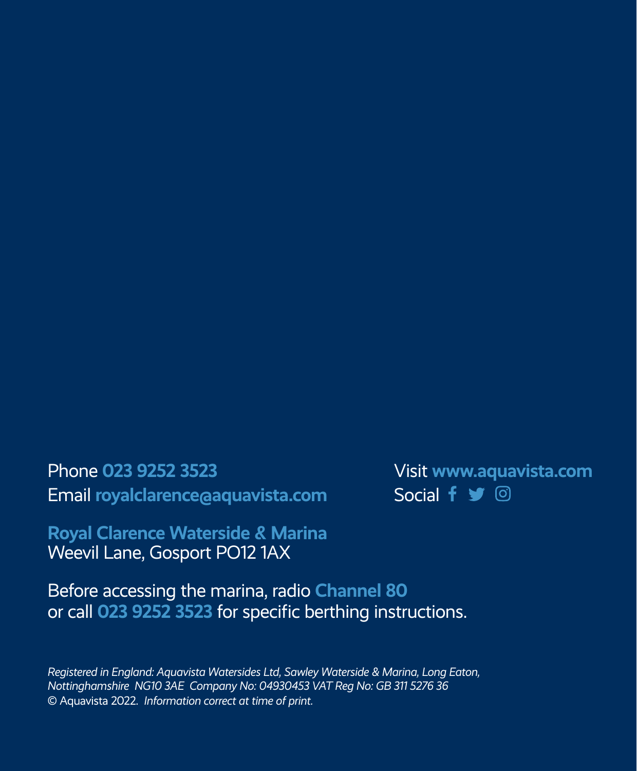Phone **023 9252 3523**
Email **royalclarence@aquavista.com**

Visit **www.aquavista.com**
Social

**Royal Clarence Waterside & Marina**
Weevil Lane, Gosport PO12 1AX

Before accessing the marina, radio **Channel 80** or call **023 9252 3523** for specific berthing instructions.

*Registered in England: Aquavista Watersides Ltd, Sawley Waterside & Marina, Long Eaton, Nottinghamshire NG10 3AE Company No: 04930453 VAT Reg No: GB 311 5276 36*
© Aquavista 2022. *Information correct at time of print.*